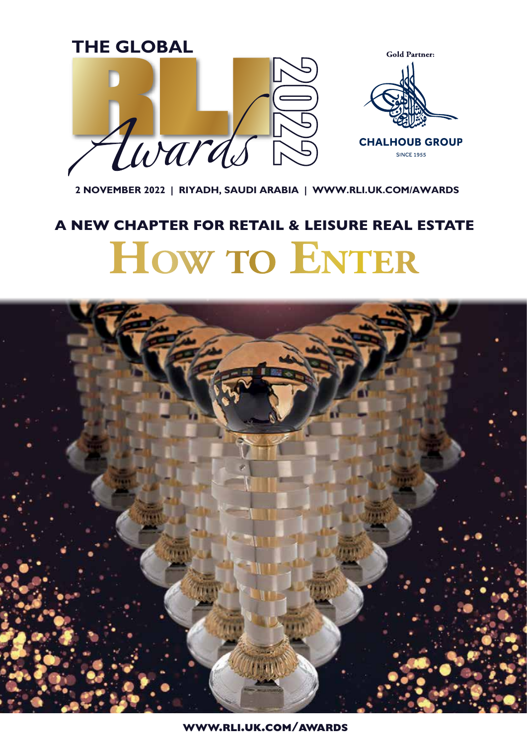# THE GLOBAL RLI Awards 2022

Gold Partner:

CHALHOUB GROUP

SINCE 1955

**2 NOVEMBER 2022 | RIYADH, SAUDI ARABIA | WWW.RLI.UK.COM/AWARDS**

## A NEW CHAPTER FOR RETAIL & LEISURE REAL ESTATE

# HOW TO ENTER

**WWW.RLI.UK.COM/AWARDS**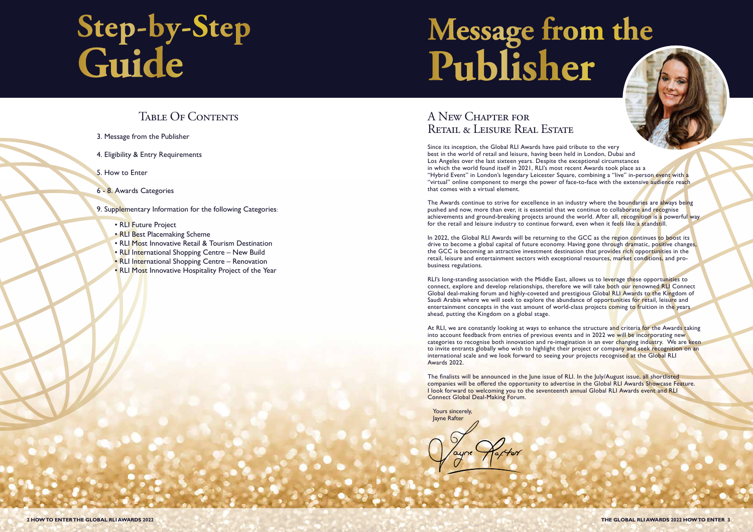# Step-by-Step Guide

## Table Of Contents

3. Message from the Publisher

4. Eligibility & Entry Requirements

5. How to Enter

6 - 8. Awards Categories

9. Supplementary Information for the following Categories:

- RLI Future Project
- RLI Best Placemaking Scheme
- RLI Most Innovative Retail & Tourism Destination
- RLI International Shopping Centre – New Build
- RLI International Shopping Centre – Renovation
- RLI Most Innovative Hospitality Project of the Year

# Message from the Publisher

## A New Chapter for Retail & Leisure Real Estate

Since its inception, the Global RLI Awards have paid tribute to the very best in the world of retail and leisure, having been held in London, Dubai and Los Angeles over the last sixteen years. Despite the exceptional circumstances in which the world found itself in 2021, RLI's most recent Awards took place as a "Hybrid Event" in London's legendary Leicester Square, combining a "live" in-person event with a "virtual" online component to merge the power of face-to-face with the extensive audience reach that comes with a virtual element.

The Awards continue to strive for excellence in an industry where the boundaries are always being pushed and now, more than ever, it is essential that we continue to collaborate and recognise achievements and ground-breaking projects around the world. After all, recognition is a powerful way for the retail and leisure industry to continue forward, even when it feels like a standstill.

In 2022, the Global RLI Awards will be returning to the GCC as the region continues to boost its drive to become a global capital of future economy. Having gone through dramatic, positive changes, the GCC is becoming an attractive investment destination that provides rich opportunities in the retail, leisure and entertainment sectors with exceptional resources, market conditions, and pro-business regulations.

RLI's long-standing association with the Middle East, allows us to leverage these opportunities to connect, explore and develop relationships, therefore we will take both our renowned RLI Connect Global deal-making forum and highly-coveted and prestigious Global RLI Awards to the Kingdom of Saudi Arabia where we will seek to explore the abundance of opportunities for retail, leisure and entertainment concepts in the vast amount of world-class projects coming to fruition in the years ahead, putting the Kingdom on a global stage.

At RLI, we are constantly looking at ways to enhance the structure and criteria for the Awards taking into account feedback from entries of previous events and in 2022 we will be incorporating new categories to recognise both innovation and re-imagination in an ever changing industry. We are keen to invite entrants globally who wish to highlight their project or company and seek recognition on an international scale and we look forward to seeing your projects recognised at the Global RLI Awards 2022.

The finalists will be announced in the June issue of RLI. In the July/August issue, all shortlisted companies will be offered the opportunity to advertise in the Global RLI Awards Showcase Feature. I look forward to welcoming you to the seventeenth annual Global RLI Awards event and RLI Connect Global Deal-Making Forum.

Yours sincerely,
Jayne Rafter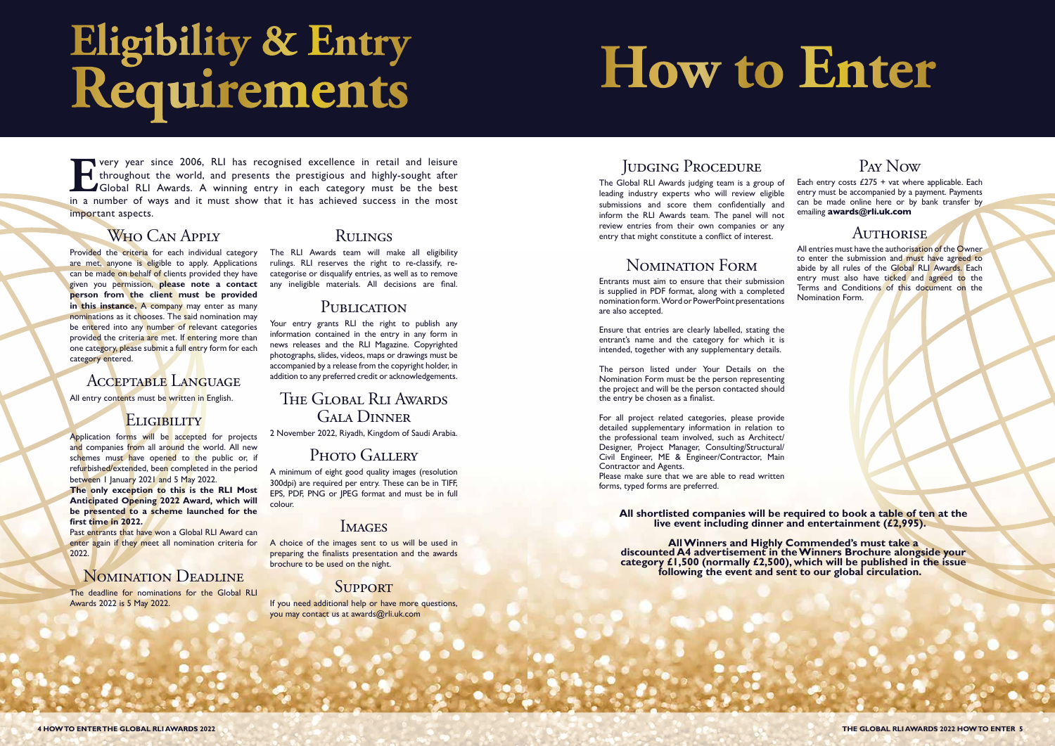# Eligibility & Entry Requirements

Every year since 2006, RLI has recognised excellence in retail and leisure throughout the world, and presents the prestigious and highly-sought after Global RLI Awards. A winning entry in each category must be the best in a number of ways and it must show that it has achieved success in the most important aspects.

## Who Can Apply

Provided the criteria for each individual category are met, anyone is eligible to apply. Applications can be made on behalf of clients provided they have given you permission, **please note a contact person from the client must be provided in this instance.** A company may enter as many nominations as it chooses. The said nomination may be entered into any number of relevant categories provided the criteria are met. If entering more than one category, please submit a full entry form for each category entered.

## Acceptable Language

All entry contents must be written in English.

## Eligibility

Application forms will be accepted for projects and companies from all around the world. All new schemes must have opened to the public or, if refurbished/extended, been completed in the period between 1 January 2021 and 5 May 2022.

**The only exception to this is the RLI Most Anticipated Opening 2022 Award, which will be presented to a scheme launched for the first time in 2022.**

Past entrants that have won a Global RLI Award can enter again if they meet all nomination criteria for 2022.

## Nomination Deadline

The deadline for nominations for the Global RLI Awards 2022 is 5 May 2022.

## Rulings

The RLI Awards team will make all eligibility rulings. RLI reserves the right to re-classify, re-categorise or disqualify entries, as well as to remove any ineligible materials. All decisions are final.

## Publication

Your entry grants RLI the right to publish any information contained in the entry in any form in news releases and the RLI Magazine. Copyrighted photographs, slides, videos, maps or drawings must be accompanied by a release from the copyright holder, in addition to any preferred credit or acknowledgements.

## The Global RLI Awards Gala Dinner

2 November 2022, Riyadh, Kingdom of Saudi Arabia.

## Photo Gallery

A minimum of eight good quality images (resolution 300dpi) are required per entry. These can be in TIFF, EPS, PDF, PNG or JPEG format and must be in full colour.

## Images

A choice of the images sent to us will be used in preparing the finalists presentation and the awards brochure to be used on the night.

## Support

If you need additional help or have more questions, you may contact us at awards@rli.uk.com

# How to Enter

## Judging Procedure

The Global RLI Awards judging team is a group of leading industry experts who will review eligible submissions and score them confidentially and inform the RLI Awards team. The panel will not review entries from their own companies or any entry that might constitute a conflict of interest.

## Nomination Form

Entrants must aim to ensure that their submission is supplied in PDF format, along with a completed nomination form. Word or PowerPoint presentations are also accepted.

Ensure that entries are clearly labelled, stating the entrant's name and the category for which it is intended, together with any supplementary details.

The person listed under Your Details on the Nomination Form must be the person representing the project and will be the person contacted should the entry be chosen as a finalist.

For all project related categories, please provide detailed supplementary information in relation to the professional team involved, such as Architect/Designer, Project Manager, Consulting/Structural/Civil Engineer, ME & Engineer/Contractor, Main Contractor and Agents.

Please make sure that we are able to read written forms, typed forms are preferred.

## Pay Now

Each entry costs £275 + vat where applicable. Each entry must be accompanied by a payment. Payments can be made online here or by bank transfer by emailing **awards@rli.uk.com**

## Authorise

All entries must have the authorisation of the Owner to enter the submission and must have agreed to abide by all rules of the Global RLI Awards. Each entry must also have ticked and agreed to the Terms and Conditions of this document on the Nomination Form.

**All shortlisted companies will be required to book a table of ten at the live event including dinner and entertainment (£2,995).**

**All Winners and Highly Commended's must take a discounted A4 advertisement in the Winners Brochure alongside your category £1,500 (normally £2,500), which will be published in the issue following the event and sent to our global circulation.**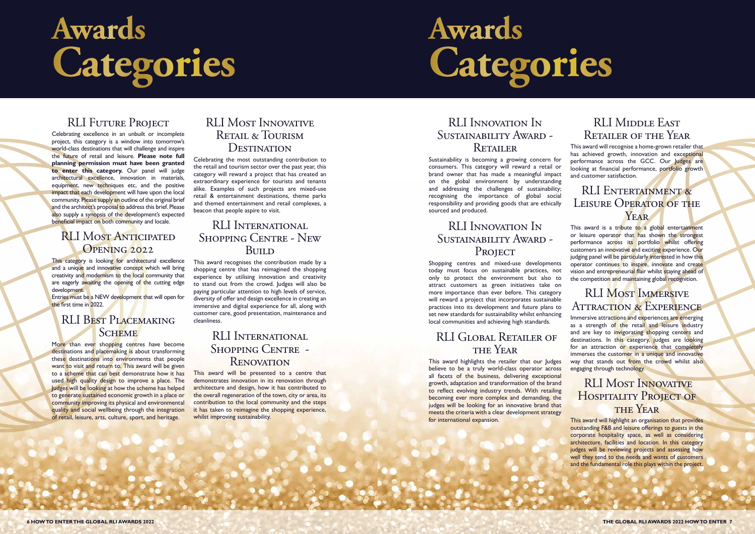# Awards Categories

## RLI Future Project

Celebrating excellence in an unbuilt or incomplete project, this category is a window into tomorrow's world-class destinations that will challenge and inspire the future of retail and leisure. **Please note full planning permission must have been granted to enter this category.** Our panel will judge architectural excellence, innovation in materials, equipment, new techniques etc, and the positive impact that each development will have upon the local community. Please supply an outline of the original brief and the architect's proposal to address this brief. Please also supply a synopsis of the development's expected beneficial impact on both community and locale.

## RLI Most Anticipated Opening 2022

This category is looking for architectural excellence and a unique and innovative concept which will bring creativity and modernism to the local community that are eagerly awaiting the opening of the cutting edge development.

Entries must be a NEW development that will open for the first time in 2022.

## RLI Best Placemaking Scheme

More than ever shopping centres have become destinations and placemaking is about transforming these destinations into environments that people want to visit and return to. This award will be given to a scheme that can best demonstrate how it has used high quality design to improve a place. The Judges will be looking at how the scheme has helped to generate sustained economic growth in a place or community improving its physical and environmental quality and social wellbeing through the integration of retail, leisure, arts, culture, sport, and heritage.

## RLI Most Innovative Retail & Tourism Destination

Celebrating the most outstanding contribution to the retail and tourism sector over the past year, this category will reward a project that has created an extraordinary experience for tourists and tenants alike. Examples of such projects are mixed-use retail & entertainment destinations, theme parks and themed entertainment and retail complexes, a beacon that people aspire to visit.

## RLI International Shopping Centre - New Build

This award recognises the contribution made by a shopping centre that has reimagined the shopping experience by utilising innovation and creativity to stand out from the crowd. Judges will also be paying particular attention to high levels of service, diversity of offer and design excellence in creating an immersive and digital experience for all, along with customer care, good presentation, maintenance and cleanliness.

## RLI International Shopping Centre - Renovation

This award will be presented to a centre that demonstrates innovation in its renovation through architecture and design, how it has contributed to the overall regeneration of the town, city or area, its contribution to the local community and the steps it has taken to reimagine the shopping experience, whilst improving sustainability.

# Awards Categories

## RLI Innovation In Sustainability Award - Retailer

Sustainability is becoming a growing concern for consumers. This category will reward a retail or brand owner that has made a meaningful impact on the global environment by understanding and addressing the challenges of sustainability; recognising the importance of global social responsibility and providing goods that are ethically sourced and produced.

## RLI Innovation In Sustainability Award - Project

Shopping centres and mixed-use developments today must focus on sustainable practices, not only to protect the environment but also to attract customers as green initiatives take on more importance than ever before. This category will reward a project that incorporates sustainable practices into its development and future plans to set new standards for sustainability whilst enhancing local communities and achieving high standards.

## RLI Global Retailer of the Year

This award highlights the retailer that our Judges believe to be a truly world-class operator across all facets of the business, delivering exceptional growth, adaptation and transformation of the brand to reflect evolving industry trends. With retailing becoming ever more complex and demanding, the judges will be looking for an innovative brand that meets the criteria with a clear development strategy for international expansion.

## RLI Middle East Retailer of the Year

This award will recognise a home-grown retailer that has achieved growth, innovation and exceptional performance across the GCC. Our Judges are looking at financial performance, portfolio growth and customer satisfaction.

## RLI Entertainment & Leisure Operator of the Year

This award is a tribute to a global entertainment or leisure operator that has shown the strongest performance across its portfolio whilst offering customers an innovative and exciting experience. Our judging panel will be particularly interested in how this operator continues to inspire, innovate and create vision and entrepreneurial flair whilst staying ahead of the competition and maintaining global recognition.

## RLI Most Immersive Attraction & Experience

Immersive attractions and experiences are emerging as a strength of the retail and leisure industry and are key to invigorating shopping centers and destinations. In this category, judges are looking for an attraction or experience that completely immerses the customer in a unique and innovative way that stands out from the crowd whilst also engaging through technology.

## RLI Most Innovative Hospitality Project of the Year

This award will highlight an organisation that provides outstanding F&B and leisure offerings to guests in the corporate hospitality space, as well as considering architecture, facilities and location. In this category judges will be reviewing projects and assessing how well they tend to the needs and wants of customers and the fundamental role this plays within the project.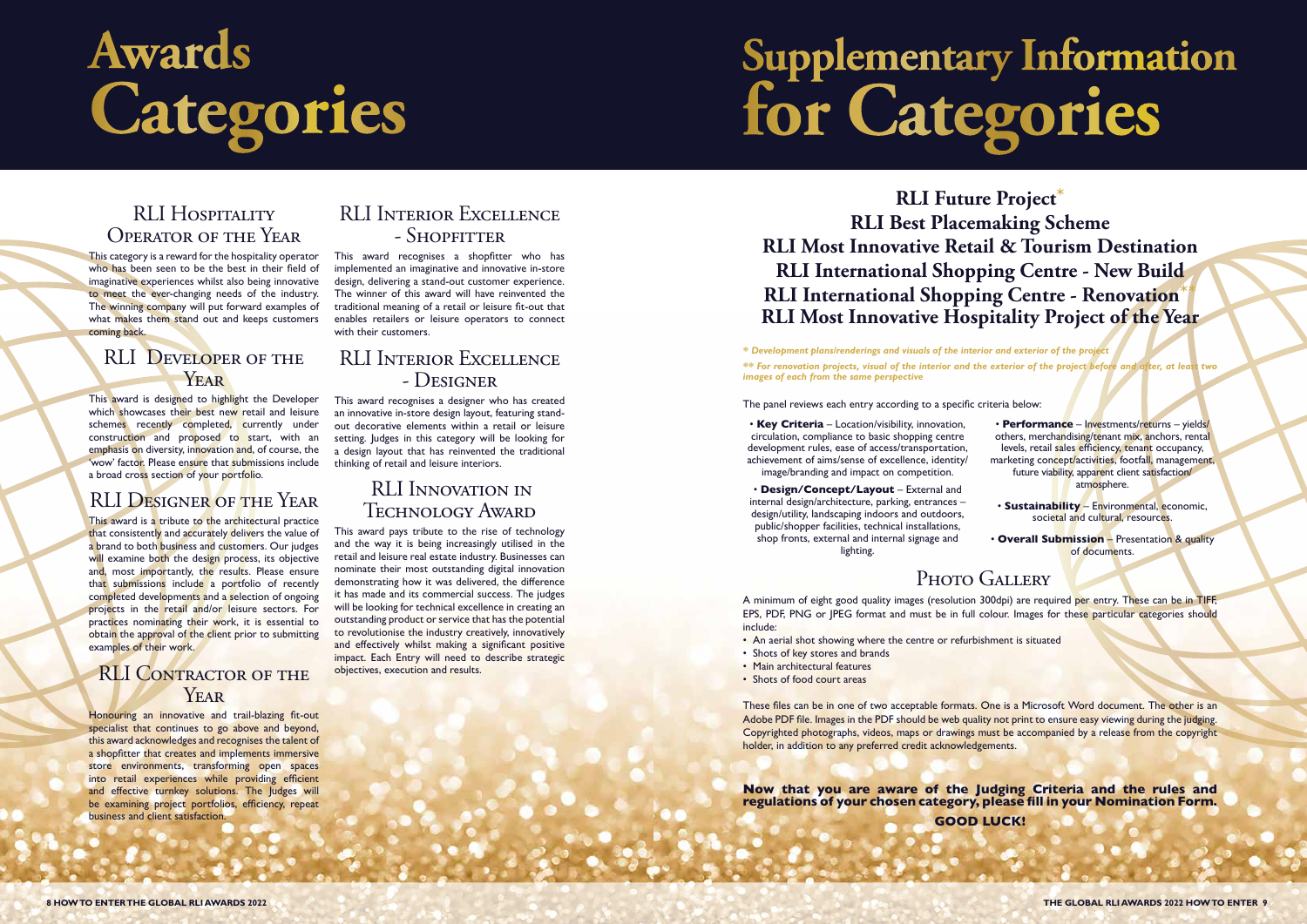# Awards Categories

## RLI Hospitality Operator of the Year

This category is a reward for the hospitality operator who has been seen to be the best in their field of imaginative experiences whilst also being innovative to meet the ever-changing needs of the industry. The winning company will put forward examples of what makes them stand out and keeps customers coming back.

## RLI Developer of the Year

This award is designed to highlight the Developer which showcases their best new retail and leisure schemes recently completed, currently under construction and proposed to start, with an emphasis on diversity, innovation and, of course, the 'wow' factor. Please ensure that submissions include a broad cross section of your portfolio.

## RLI Designer of the Year

This award is a tribute to the architectural practice that consistently and accurately delivers the value of a brand to both business and customers. Our judges will examine both the design process, its objective and, most importantly, the results. Please ensure that submissions include a portfolio of recently completed developments and a selection of ongoing projects in the retail and/or leisure sectors. For practices nominating their work, it is essential to obtain the approval of the client prior to submitting examples of their work.

## RLI Contractor of the Year

Honouring an innovative and trail-blazing fit-out specialist that continues to go above and beyond, this award acknowledges and recognises the talent of a shopfitter that creates and implements immersive store environments, transforming open spaces into retail experiences while providing efficient and effective turnkey solutions. The Judges will be examining project portfolios, efficiency, repeat business and client satisfaction.

## RLI Interior Excellence - Shopfitter

This award recognises a shopfitter who has implemented an imaginative and innovative in-store design, delivering a stand-out customer experience. The winner of this award will have reinvented the traditional meaning of a retail or leisure fit-out that enables retailers or leisure operators to connect with their customers.

## RLI Interior Excellence - Designer

This award recognises a designer who has created an innovative in-store design layout, featuring stand-out decorative elements within a retail or leisure setting. Judges in this category will be looking for a design layout that has reinvented the traditional thinking of retail and leisure interiors.

## RLI Innovation in Technology Award

This award pays tribute to the rise of technology and the way it is being increasingly utilised in the retail and leisure real estate industry. Businesses can nominate their most outstanding digital innovation demonstrating how it was delivered, the difference it has made and its commercial success. The judges will be looking for technical excellence in creating an outstanding product or service that has the potential to revolutionise the industry creatively, innovatively and effectively whilst making a significant positive impact. Each Entry will need to describe strategic objectives, execution and results.

# Supplementary Information for Categories

## RLI Future Project*
## RLI Best Placemaking Scheme
## RLI Most Innovative Retail & Tourism Destination
## RLI International Shopping Centre - New Build
## RLI International Shopping Centre - Renovation**
## RLI Most Innovative Hospitality Project of the Year

*\* Development plans/renderings and visuals of the interior and exterior of the project*

*\*\* For renovation projects, visual of the interior and the exterior of the project before and after, at least two images of each from the same perspective*

The panel reviews each entry according to a specific criteria below:

- **Key Criteria** – Location/visibility, innovation, circulation, compliance to basic shopping centre development rules, ease of access/transportation, achievement of aims/sense of excellence, identity/image/branding and impact on competition.
- **Design/Concept/Layout** – External and internal design/architecture, parking, entrances – design/utility, landscaping indoors and outdoors, public/shopper facilities, technical installations, shop fronts, external and internal signage and lighting.
- **Performance** – Investments/returns – yields/others, merchandising/tenant mix, anchors, rental levels, retail sales efficiency, tenant occupancy, marketing concept/activities, footfall, management, future viability, apparent client satisfaction/atmosphere.
- **Sustainability** – Environmental, economic, societal and cultural, resources.
- **Overall Submission** – Presentation & quality of documents.

## Photo Gallery

A minimum of eight good quality images (resolution 300dpi) are required per entry. These can be in TIFF, EPS, PDF, PNG or JPEG format and must be in full colour. Images for these particular categories should include:

- An aerial shot showing where the centre or refurbishment is situated
- Shots of key stores and brands
- Main architectural features
- Shots of food court areas

These files can be in one of two acceptable formats. One is a Microsoft Word document. The other is an Adobe PDF file. Images in the PDF should be web quality not print to ensure easy viewing during the judging. Copyrighted photographs, videos, maps or drawings must be accompanied by a release from the copyright holder, in addition to any preferred credit acknowledgements.

**Now that you are aware of the Judging Criteria and the rules and regulations of your chosen category, please fill in your Nomination Form.**

**GOOD LUCK!**